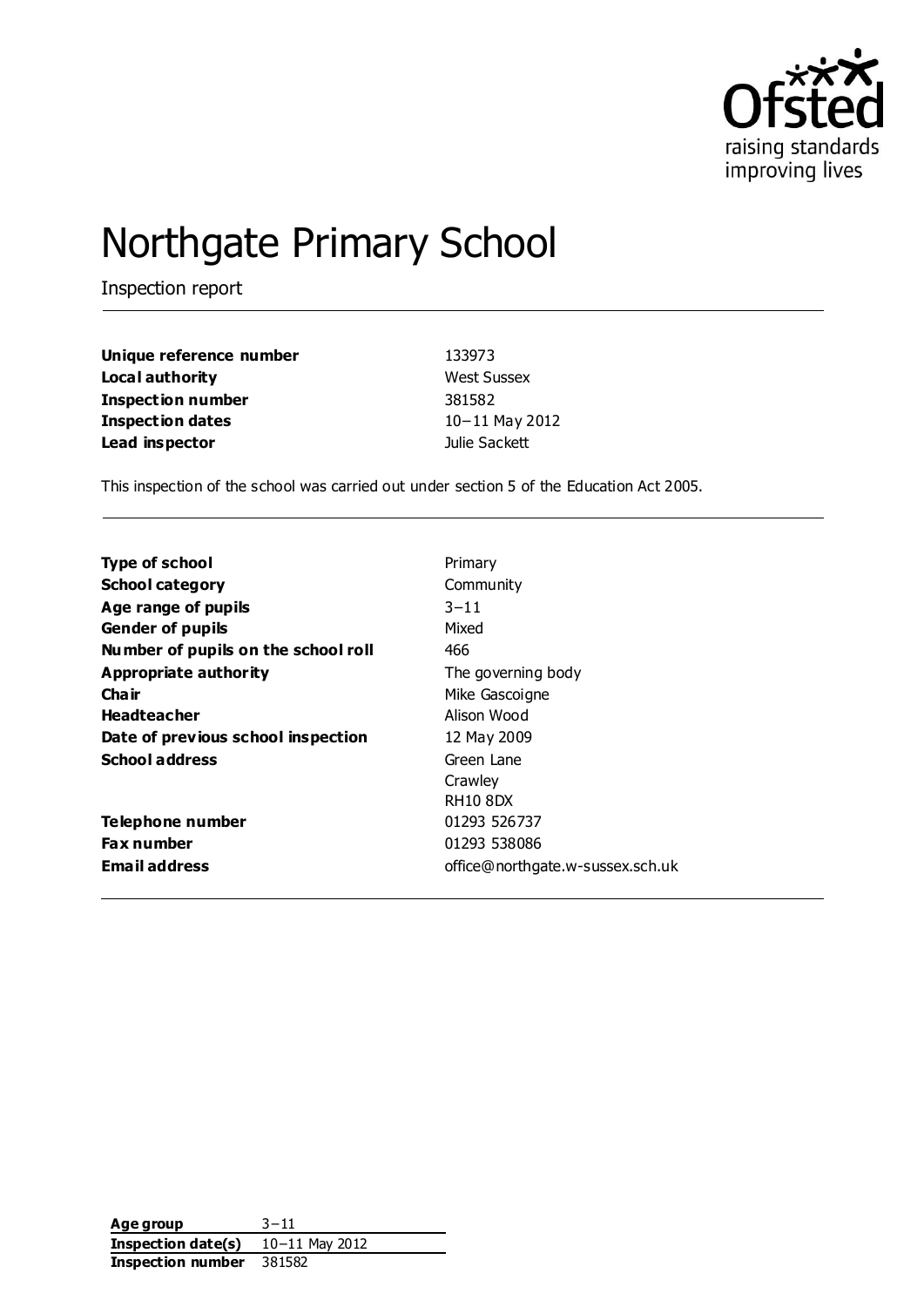Ofsted
raising standards
improving lives

# Northgate Primary School

Inspection report

| | |
|---|---|
| **Unique reference number** | 133973 |
| **Local authority** | West Sussex |
| **Inspection number** | 381582 |
| **Inspection dates** | 10–11 May 2012 |
| **Lead inspector** | Julie Sackett |

This inspection of the school was carried out under section 5 of the Education Act 2005.

| | |
|---|---|
| **Type of school** | Primary |
| **School category** | Community |
| **Age range of pupils** | 3–11 |
| **Gender of pupils** | Mixed |
| **Number of pupils on the school roll** | 466 |
| **Appropriate authority** | The governing body |
| **Chair** | Mike Gascoigne |
| **Headteacher** | Alison Wood |
| **Date of previous school inspection** | 12 May 2009 |
| **School address** | Green Lane<br>Crawley<br>RH10 8DX |
| **Telephone number** | 01293 526737 |
| **Fax number** | 01293 538086 |
| **Email address** | office@northgate.w-sussex.sch.uk |

| | |
|---|---|
| **Age group** | 3–11 |
| **Inspection date(s)** | 10–11 May 2012 |
| **Inspection number** | 381582 |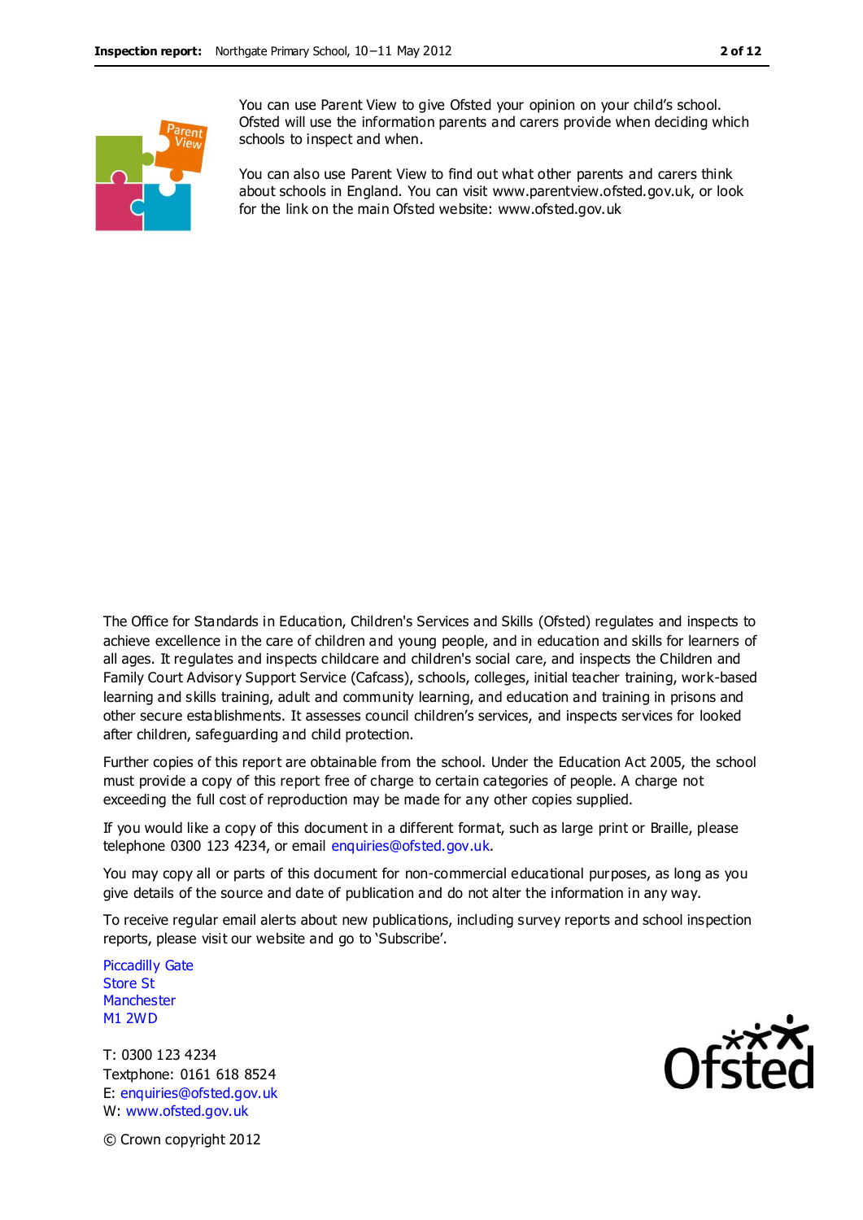You can use Parent View to give Ofsted your opinion on your child's school. Ofsted will use the information parents and carers provide when deciding which schools to inspect and when.

You can also use Parent View to find out what other parents and carers think about schools in England. You can visit www.parentview.ofsted.gov.uk, or look for the link on the main Ofsted website: www.ofsted.gov.uk

The Office for Standards in Education, Children's Services and Skills (Ofsted) regulates and inspects to achieve excellence in the care of children and young people, and in education and skills for learners of all ages. It regulates and inspects childcare and children's social care, and inspects the Children and Family Court Advisory Support Service (Cafcass), schools, colleges, initial teacher training, work-based learning and skills training, adult and community learning, and education and training in prisons and other secure establishments. It assesses council children's services, and inspects services for looked after children, safeguarding and child protection.

Further copies of this report are obtainable from the school. Under the Education Act 2005, the school must provide a copy of this report free of charge to certain categories of people. A charge not exceeding the full cost of reproduction may be made for any other copies supplied.

If you would like a copy of this document in a different format, such as large print or Braille, please telephone 0300 123 4234, or email enquiries@ofsted.gov.uk.

You may copy all or parts of this document for non-commercial educational purposes, as long as you give details of the source and date of publication and do not alter the information in any way.

To receive regular email alerts about new publications, including survey reports and school inspection reports, please visit our website and go to 'Subscribe'.

Piccadilly Gate
Store St
Manchester
M1 2WD

T: 0300 123 4234
Textphone: 0161 618 8524
E: enquiries@ofsted.gov.uk
W: www.ofsted.gov.uk

© Crown copyright 2012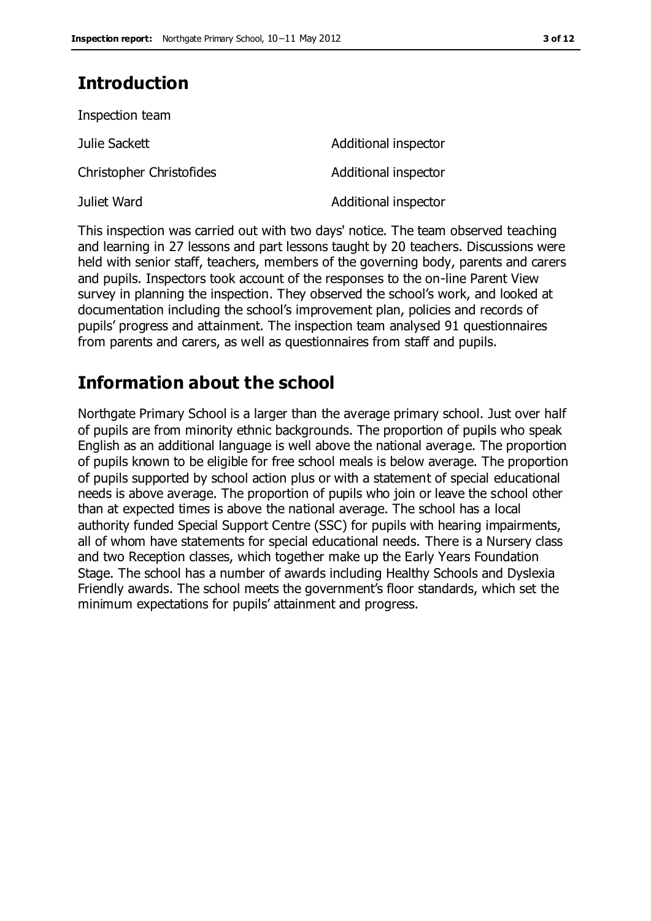## Introduction

Inspection team

| | |
|---|---|
| Julie Sackett | Additional inspector |
| Christopher Christofides | Additional inspector |
| Juliet Ward | Additional inspector |

This inspection was carried out with two days' notice. The team observed teaching and learning in 27 lessons and part lessons taught by 20 teachers. Discussions were held with senior staff, teachers, members of the governing body, parents and carers and pupils. Inspectors took account of the responses to the on-line Parent View survey in planning the inspection. They observed the school's work, and looked at documentation including the school's improvement plan, policies and records of pupils' progress and attainment. The inspection team analysed 91 questionnaires from parents and carers, as well as questionnaires from staff and pupils.

## Information about the school

Northgate Primary School is a larger than the average primary school. Just over half of pupils are from minority ethnic backgrounds. The proportion of pupils who speak English as an additional language is well above the national average. The proportion of pupils known to be eligible for free school meals is below average. The proportion of pupils supported by school action plus or with a statement of special educational needs is above average. The proportion of pupils who join or leave the school other than at expected times is above the national average. The school has a local authority funded Special Support Centre (SSC) for pupils with hearing impairments, all of whom have statements for special educational needs. There is a Nursery class and two Reception classes, which together make up the Early Years Foundation Stage. The school has a number of awards including Healthy Schools and Dyslexia Friendly awards. The school meets the government's floor standards, which set the minimum expectations for pupils' attainment and progress.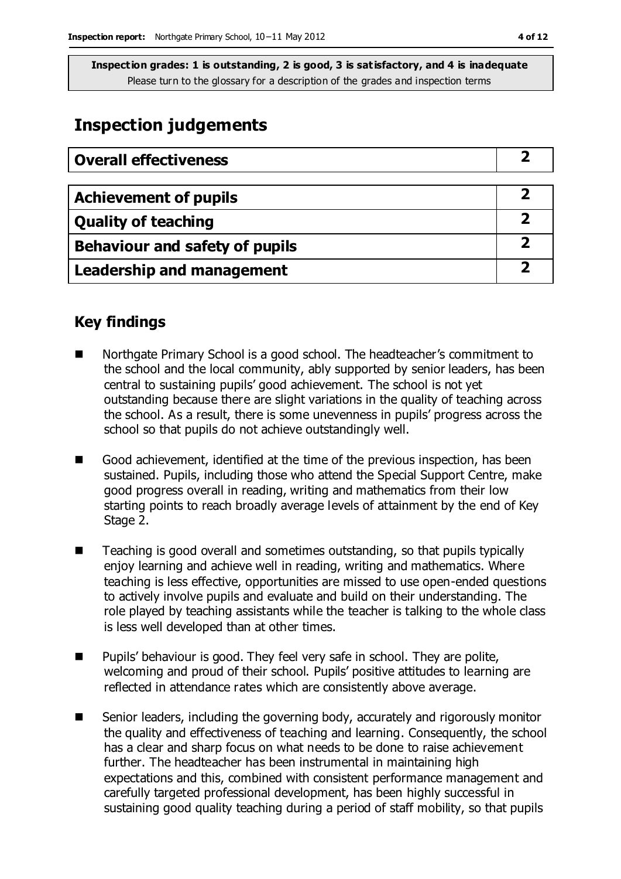**Inspection grades: 1 is outstanding, 2 is good, 3 is satisfactory, and 4 is inadequate**
Please turn to the glossary for a description of the grades and inspection terms

## Inspection judgements

| Overall effectiveness | 2 |
| --- | --- |

| Achievement of pupils | 2 |
| --- | --- |
| Quality of teaching | 2 |
| Behaviour and safety of pupils | 2 |
| Leadership and management | 2 |

### Key findings

- Northgate Primary School is a good school. The headteacher's commitment to the school and the local community, ably supported by senior leaders, has been central to sustaining pupils' good achievement. The school is not yet outstanding because there are slight variations in the quality of teaching across the school. As a result, there is some unevenness in pupils' progress across the school so that pupils do not achieve outstandingly well.
- Good achievement, identified at the time of the previous inspection, has been sustained. Pupils, including those who attend the Special Support Centre, make good progress overall in reading, writing and mathematics from their low starting points to reach broadly average levels of attainment by the end of Key Stage 2.
- Teaching is good overall and sometimes outstanding, so that pupils typically enjoy learning and achieve well in reading, writing and mathematics. Where teaching is less effective, opportunities are missed to use open-ended questions to actively involve pupils and evaluate and build on their understanding. The role played by teaching assistants while the teacher is talking to the whole class is less well developed than at other times.
- Pupils' behaviour is good. They feel very safe in school. They are polite, welcoming and proud of their school. Pupils' positive attitudes to learning are reflected in attendance rates which are consistently above average.
- Senior leaders, including the governing body, accurately and rigorously monitor the quality and effectiveness of teaching and learning. Consequently, the school has a clear and sharp focus on what needs to be done to raise achievement further. The headteacher has been instrumental in maintaining high expectations and this, combined with consistent performance management and carefully targeted professional development, has been highly successful in sustaining good quality teaching during a period of staff mobility, so that pupils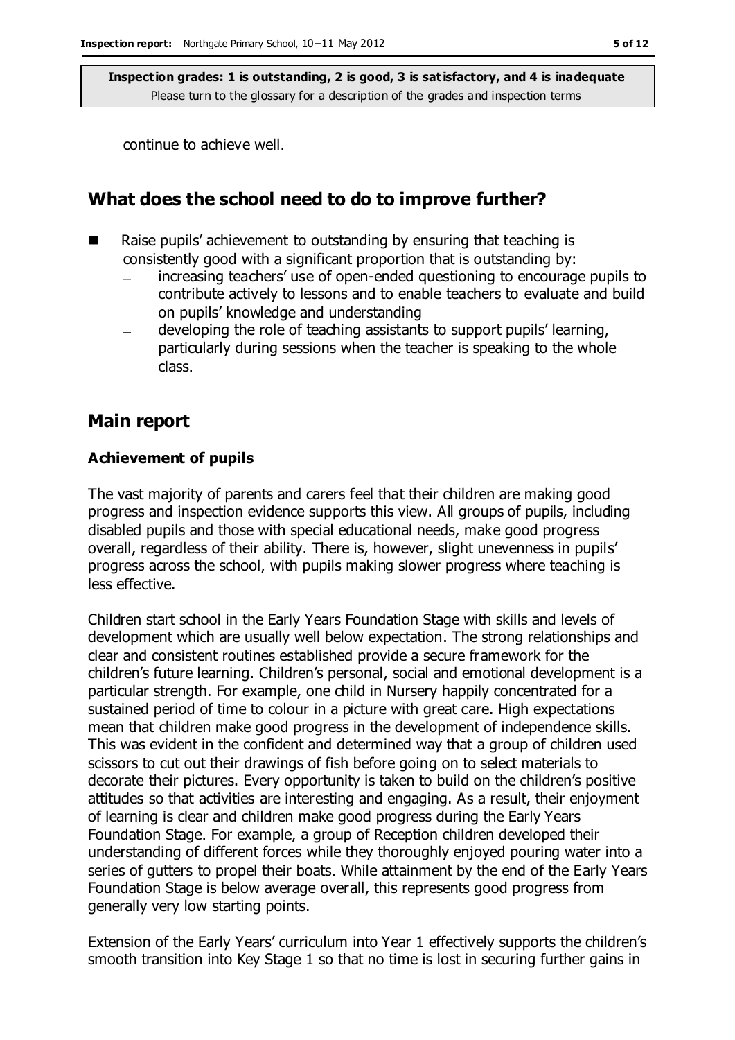continue to achieve well.

## What does the school need to do to improve further?

- Raise pupils' achievement to outstanding by ensuring that teaching is consistently good with a significant proportion that is outstanding by:
  - increasing teachers' use of open-ended questioning to encourage pupils to contribute actively to lessons and to enable teachers to evaluate and build on pupils' knowledge and understanding
  - developing the role of teaching assistants to support pupils' learning, particularly during sessions when the teacher is speaking to the whole class.

## Main report

### Achievement of pupils

The vast majority of parents and carers feel that their children are making good progress and inspection evidence supports this view. All groups of pupils, including disabled pupils and those with special educational needs, make good progress overall, regardless of their ability. There is, however, slight unevenness in pupils' progress across the school, with pupils making slower progress where teaching is less effective.

Children start school in the Early Years Foundation Stage with skills and levels of development which are usually well below expectation. The strong relationships and clear and consistent routines established provide a secure framework for the children's future learning. Children's personal, social and emotional development is a particular strength. For example, one child in Nursery happily concentrated for a sustained period of time to colour in a picture with great care. High expectations mean that children make good progress in the development of independence skills. This was evident in the confident and determined way that a group of children used scissors to cut out their drawings of fish before going on to select materials to decorate their pictures. Every opportunity is taken to build on the children's positive attitudes so that activities are interesting and engaging. As a result, their enjoyment of learning is clear and children make good progress during the Early Years Foundation Stage. For example, a group of Reception children developed their understanding of different forces while they thoroughly enjoyed pouring water into a series of gutters to propel their boats. While attainment by the end of the Early Years Foundation Stage is below average overall, this represents good progress from generally very low starting points.

Extension of the Early Years' curriculum into Year 1 effectively supports the children's smooth transition into Key Stage 1 so that no time is lost in securing further gains in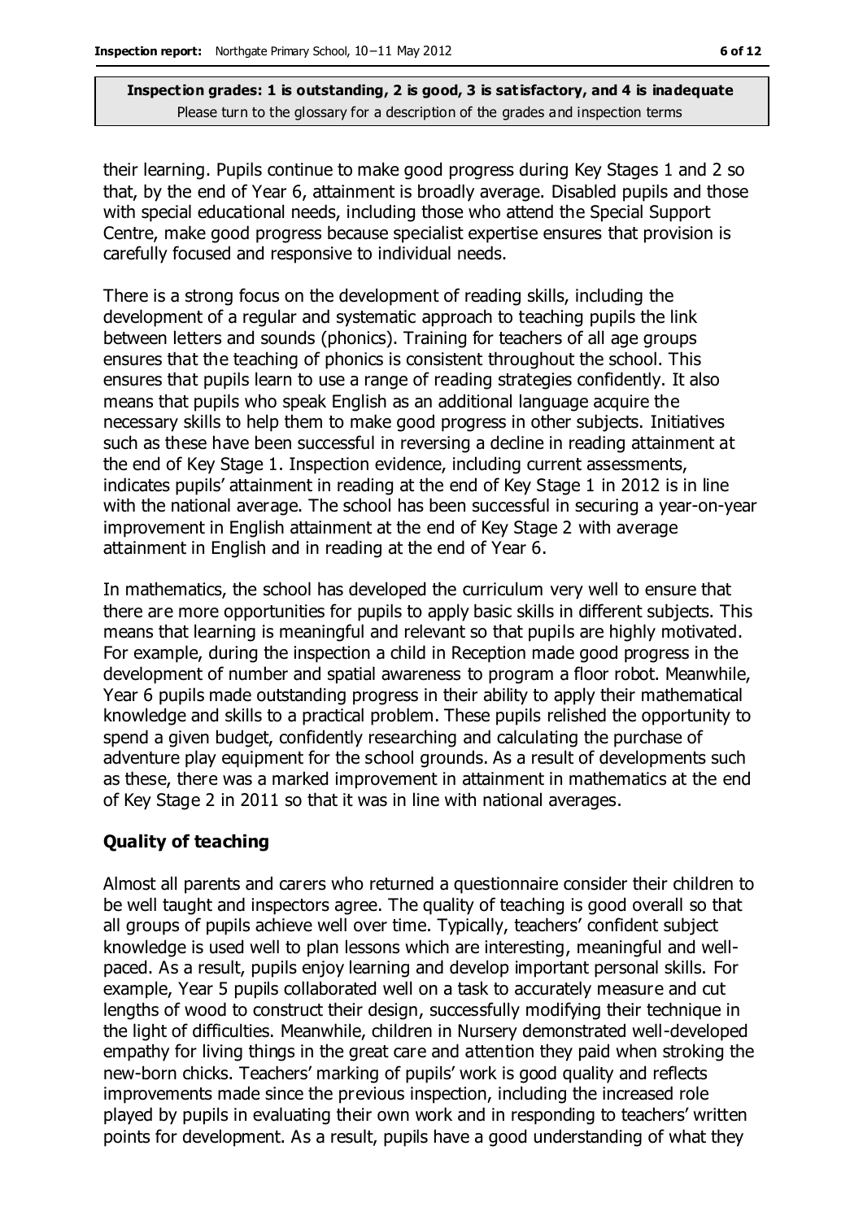their learning. Pupils continue to make good progress during Key Stages 1 and 2 so that, by the end of Year 6, attainment is broadly average. Disabled pupils and those with special educational needs, including those who attend the Special Support Centre, make good progress because specialist expertise ensures that provision is carefully focused and responsive to individual needs.

There is a strong focus on the development of reading skills, including the development of a regular and systematic approach to teaching pupils the link between letters and sounds (phonics). Training for teachers of all age groups ensures that the teaching of phonics is consistent throughout the school. This ensures that pupils learn to use a range of reading strategies confidently. It also means that pupils who speak English as an additional language acquire the necessary skills to help them to make good progress in other subjects. Initiatives such as these have been successful in reversing a decline in reading attainment at the end of Key Stage 1. Inspection evidence, including current assessments, indicates pupils' attainment in reading at the end of Key Stage 1 in 2012 is in line with the national average. The school has been successful in securing a year-on-year improvement in English attainment at the end of Key Stage 2 with average attainment in English and in reading at the end of Year 6.

In mathematics, the school has developed the curriculum very well to ensure that there are more opportunities for pupils to apply basic skills in different subjects. This means that learning is meaningful and relevant so that pupils are highly motivated. For example, during the inspection a child in Reception made good progress in the development of number and spatial awareness to program a floor robot. Meanwhile, Year 6 pupils made outstanding progress in their ability to apply their mathematical knowledge and skills to a practical problem. These pupils relished the opportunity to spend a given budget, confidently researching and calculating the purchase of adventure play equipment for the school grounds. As a result of developments such as these, there was a marked improvement in attainment in mathematics at the end of Key Stage 2 in 2011 so that it was in line with national averages.

### Quality of teaching

Almost all parents and carers who returned a questionnaire consider their children to be well taught and inspectors agree. The quality of teaching is good overall so that all groups of pupils achieve well over time. Typically, teachers' confident subject knowledge is used well to plan lessons which are interesting, meaningful and well-paced. As a result, pupils enjoy learning and develop important personal skills. For example, Year 5 pupils collaborated well on a task to accurately measure and cut lengths of wood to construct their design, successfully modifying their technique in the light of difficulties. Meanwhile, children in Nursery demonstrated well-developed empathy for living things in the great care and attention they paid when stroking the new-born chicks. Teachers' marking of pupils' work is good quality and reflects improvements made since the previous inspection, including the increased role played by pupils in evaluating their own work and in responding to teachers' written points for development. As a result, pupils have a good understanding of what they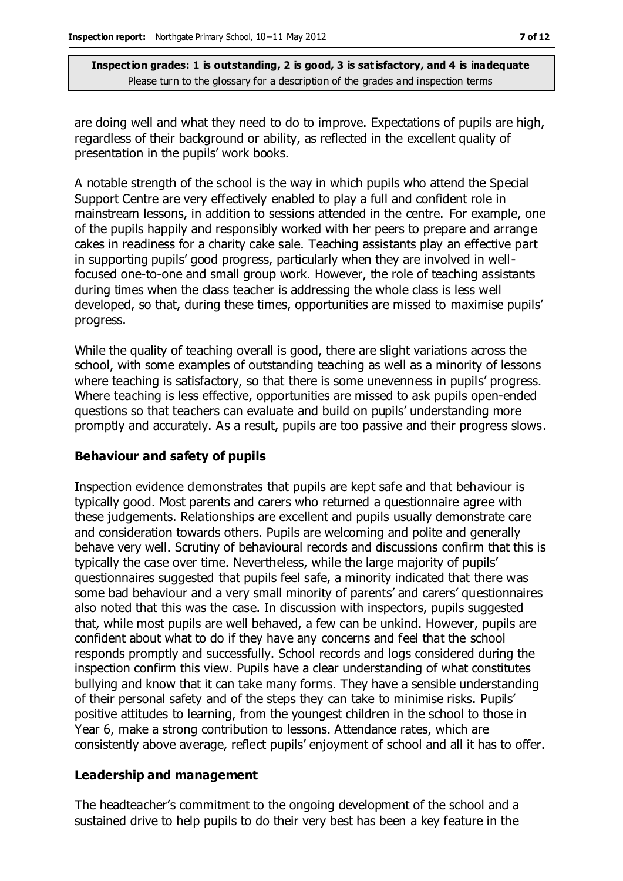**Inspection grades: 1 is outstanding, 2 is good, 3 is satisfactory, and 4 is inadequate**
Please turn to the glossary for a description of the grades and inspection terms

are doing well and what they need to do to improve. Expectations of pupils are high, regardless of their background or ability, as reflected in the excellent quality of presentation in the pupils' work books.

A notable strength of the school is the way in which pupils who attend the Special Support Centre are very effectively enabled to play a full and confident role in mainstream lessons, in addition to sessions attended in the centre. For example, one of the pupils happily and responsibly worked with her peers to prepare and arrange cakes in readiness for a charity cake sale. Teaching assistants play an effective part in supporting pupils' good progress, particularly when they are involved in well-focused one-to-one and small group work. However, the role of teaching assistants during times when the class teacher is addressing the whole class is less well developed, so that, during these times, opportunities are missed to maximise pupils' progress.

While the quality of teaching overall is good, there are slight variations across the school, with some examples of outstanding teaching as well as a minority of lessons where teaching is satisfactory, so that there is some unevenness in pupils' progress. Where teaching is less effective, opportunities are missed to ask pupils open-ended questions so that teachers can evaluate and build on pupils' understanding more promptly and accurately. As a result, pupils are too passive and their progress slows.

## Behaviour and safety of pupils

Inspection evidence demonstrates that pupils are kept safe and that behaviour is typically good. Most parents and carers who returned a questionnaire agree with these judgements. Relationships are excellent and pupils usually demonstrate care and consideration towards others. Pupils are welcoming and polite and generally behave very well. Scrutiny of behavioural records and discussions confirm that this is typically the case over time. Nevertheless, while the large majority of pupils' questionnaires suggested that pupils feel safe, a minority indicated that there was some bad behaviour and a very small minority of parents' and carers' questionnaires also noted that this was the case. In discussion with inspectors, pupils suggested that, while most pupils are well behaved, a few can be unkind. However, pupils are confident about what to do if they have any concerns and feel that the school responds promptly and successfully. School records and logs considered during the inspection confirm this view. Pupils have a clear understanding of what constitutes bullying and know that it can take many forms. They have a sensible understanding of their personal safety and of the steps they can take to minimise risks. Pupils' positive attitudes to learning, from the youngest children in the school to those in Year 6, make a strong contribution to lessons. Attendance rates, which are consistently above average, reflect pupils' enjoyment of school and all it has to offer.

## Leadership and management

The headteacher's commitment to the ongoing development of the school and a sustained drive to help pupils to do their very best has been a key feature in the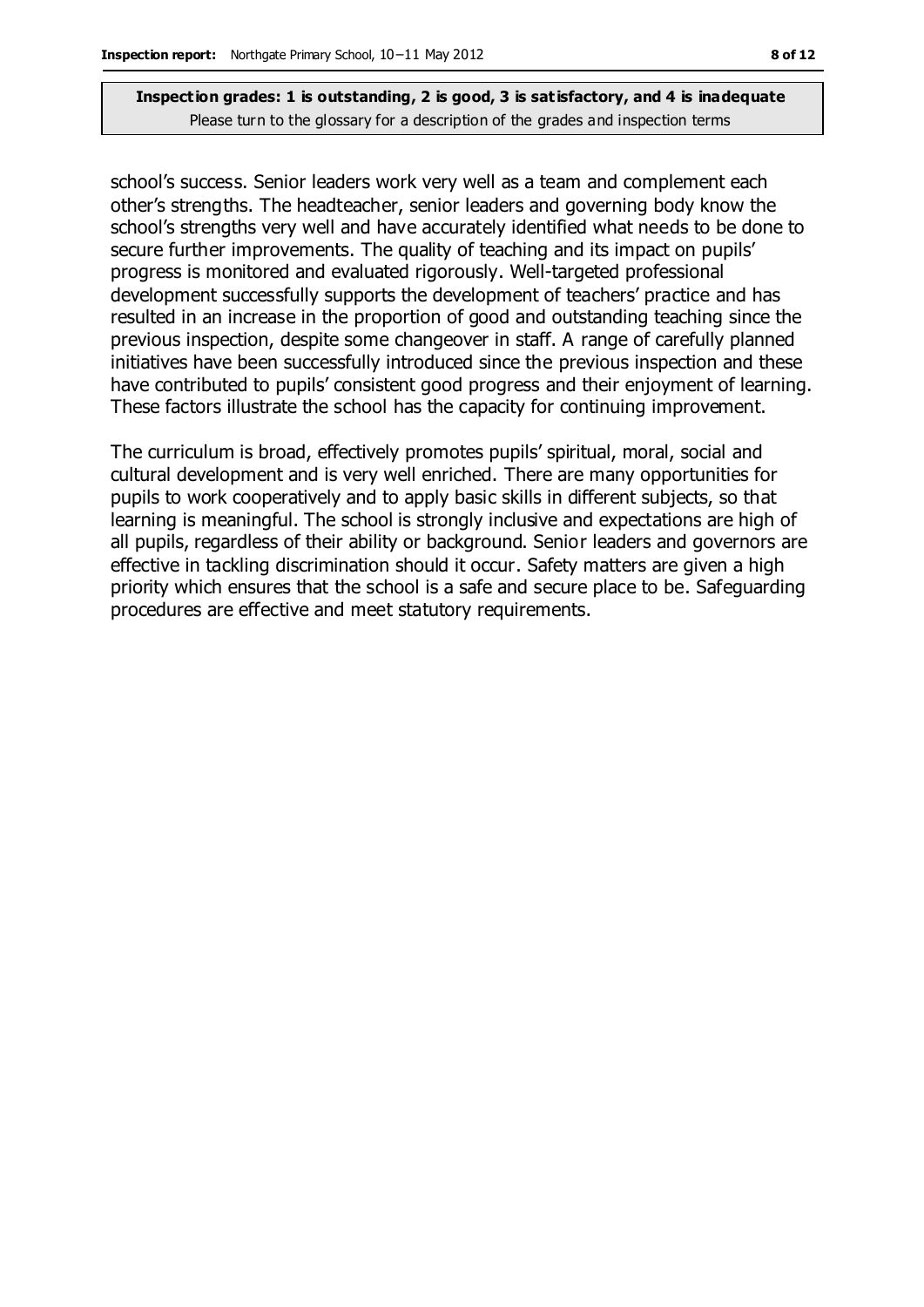school's success. Senior leaders work very well as a team and complement each other's strengths. The headteacher, senior leaders and governing body know the school's strengths very well and have accurately identified what needs to be done to secure further improvements. The quality of teaching and its impact on pupils' progress is monitored and evaluated rigorously. Well-targeted professional development successfully supports the development of teachers' practice and has resulted in an increase in the proportion of good and outstanding teaching since the previous inspection, despite some changeover in staff. A range of carefully planned initiatives have been successfully introduced since the previous inspection and these have contributed to pupils' consistent good progress and their enjoyment of learning. These factors illustrate the school has the capacity for continuing improvement.

The curriculum is broad, effectively promotes pupils' spiritual, moral, social and cultural development and is very well enriched. There are many opportunities for pupils to work cooperatively and to apply basic skills in different subjects, so that learning is meaningful. The school is strongly inclusive and expectations are high of all pupils, regardless of their ability or background. Senior leaders and governors are effective in tackling discrimination should it occur. Safety matters are given a high priority which ensures that the school is a safe and secure place to be. Safeguarding procedures are effective and meet statutory requirements.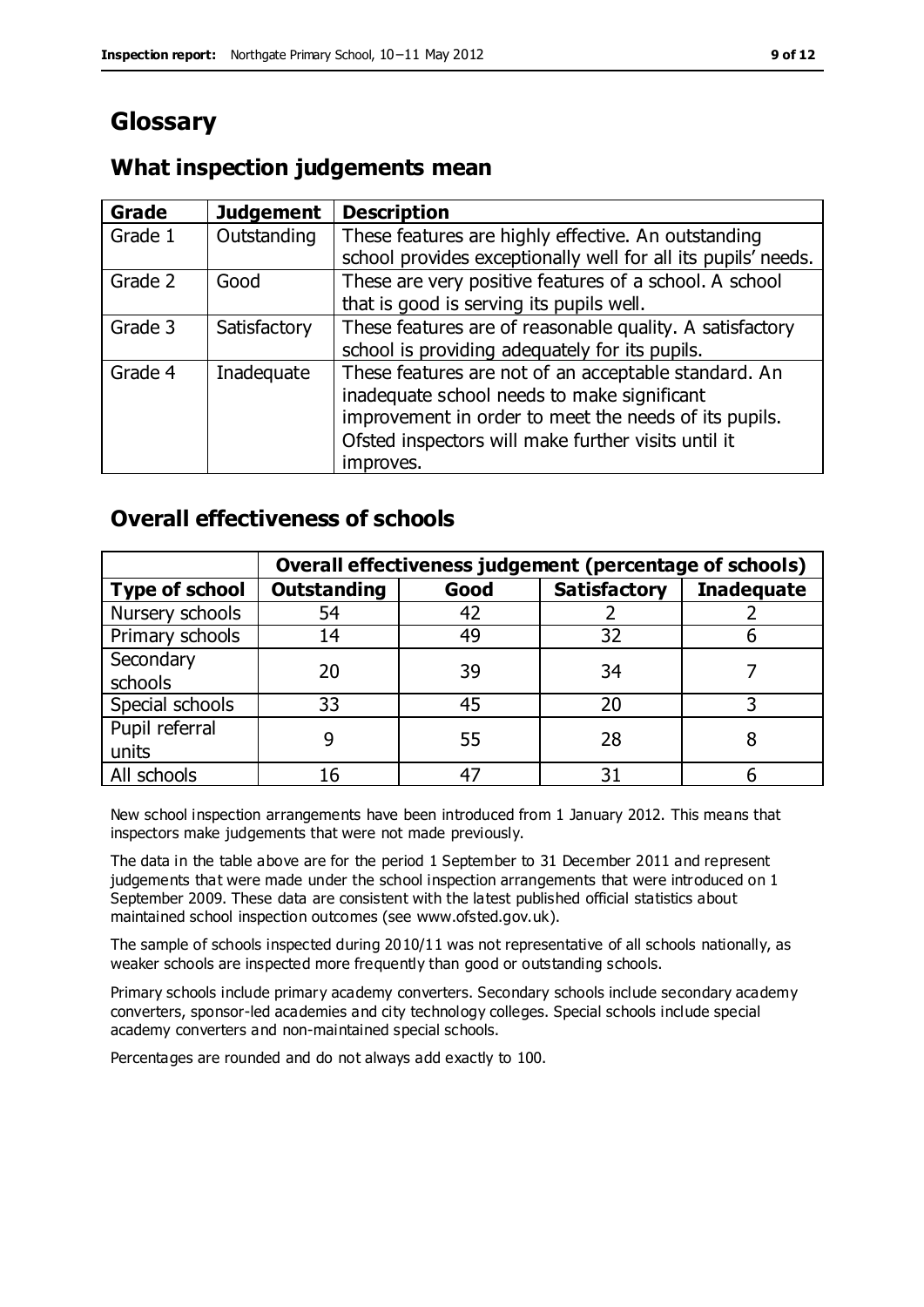# Glossary

## What inspection judgements mean

| Grade | Judgement | Description |
| --- | --- | --- |
| Grade 1 | Outstanding | These features are highly effective. An outstanding school provides exceptionally well for all its pupils' needs. |
| Grade 2 | Good | These are very positive features of a school. A school that is good is serving its pupils well. |
| Grade 3 | Satisfactory | These features are of reasonable quality. A satisfactory school is providing adequately for its pupils. |
| Grade 4 | Inadequate | These features are not of an acceptable standard. An inadequate school needs to make significant improvement in order to meet the needs of its pupils. Ofsted inspectors will make further visits until it improves. |

## Overall effectiveness of schools

| | Overall effectiveness judgement (percentage of schools) | | | |
| --- | --- | --- | --- | --- |
| **Type of school** | **Outstanding** | **Good** | **Satisfactory** | **Inadequate** |
| Nursery schools | 54 | 42 | 2 | 2 |
| Primary schools | 14 | 49 | 32 | 6 |
| Secondary schools | 20 | 39 | 34 | 7 |
| Special schools | 33 | 45 | 20 | 3 |
| Pupil referral units | 9 | 55 | 28 | 8 |
| All schools | 16 | 47 | 31 | 6 |

New school inspection arrangements have been introduced from 1 January 2012. This means that inspectors make judgements that were not made previously.

The data in the table above are for the period 1 September to 31 December 2011 and represent judgements that were made under the school inspection arrangements that were introduced on 1 September 2009. These data are consistent with the latest published official statistics about maintained school inspection outcomes (see www.ofsted.gov.uk).

The sample of schools inspected during 2010/11 was not representative of all schools nationally, as weaker schools are inspected more frequently than good or outstanding schools.

Primary schools include primary academy converters. Secondary schools include secondary academy converters, sponsor-led academies and city technology colleges. Special schools include special academy converters and non-maintained special schools.

Percentages are rounded and do not always add exactly to 100.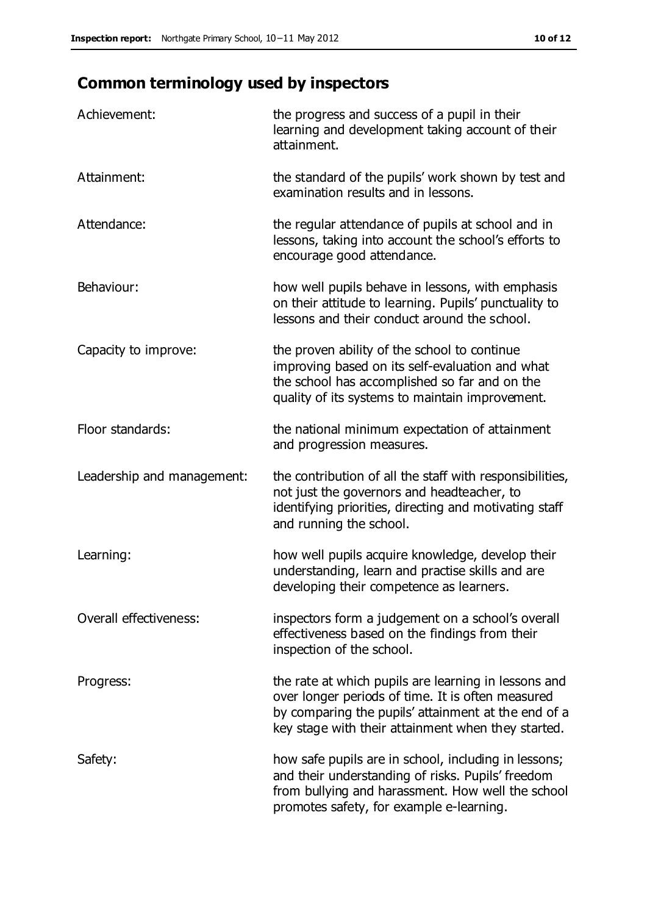## Common terminology used by inspectors

| | |
|---|---|
| Achievement: | the progress and success of a pupil in their learning and development taking account of their attainment. |
| Attainment: | the standard of the pupils' work shown by test and examination results and in lessons. |
| Attendance: | the regular attendance of pupils at school and in lessons, taking into account the school's efforts to encourage good attendance. |
| Behaviour: | how well pupils behave in lessons, with emphasis on their attitude to learning. Pupils' punctuality to lessons and their conduct around the school. |
| Capacity to improve: | the proven ability of the school to continue improving based on its self-evaluation and what the school has accomplished so far and on the quality of its systems to maintain improvement. |
| Floor standards: | the national minimum expectation of attainment and progression measures. |
| Leadership and management: | the contribution of all the staff with responsibilities, not just the governors and headteacher, to identifying priorities, directing and motivating staff and running the school. |
| Learning: | how well pupils acquire knowledge, develop their understanding, learn and practise skills and are developing their competence as learners. |
| Overall effectiveness: | inspectors form a judgement on a school's overall effectiveness based on the findings from their inspection of the school. |
| Progress: | the rate at which pupils are learning in lessons and over longer periods of time. It is often measured by comparing the pupils' attainment at the end of a key stage with their attainment when they started. |
| Safety: | how safe pupils are in school, including in lessons; and their understanding of risks. Pupils' freedom from bullying and harassment. How well the school promotes safety, for example e-learning. |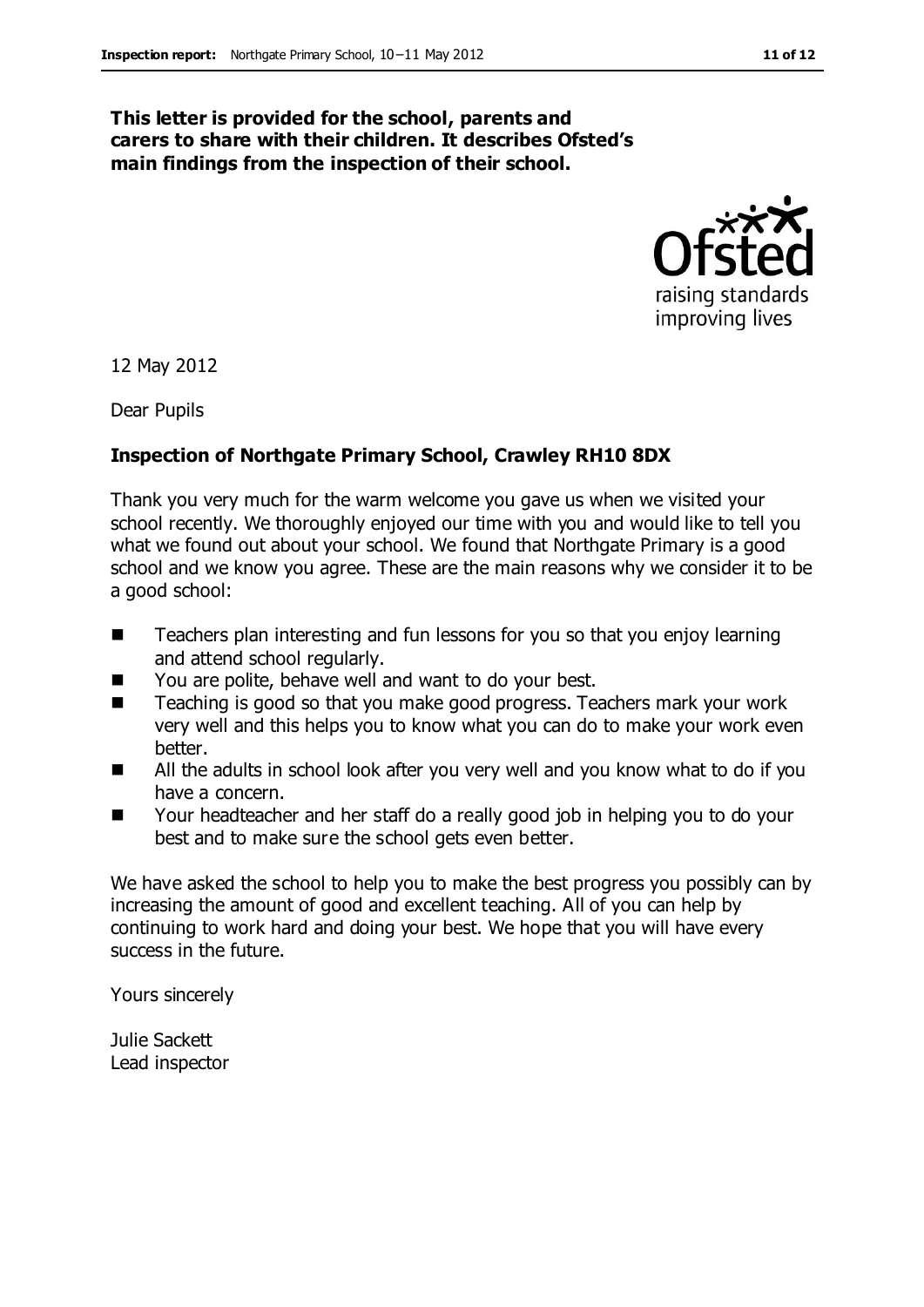**This letter is provided for the school, parents and carers to share with their children. It describes Ofsted's main findings from the inspection of their school.**

12 May 2012

Dear Pupils

**Inspection of Northgate Primary School, Crawley RH10 8DX**

Thank you very much for the warm welcome you gave us when we visited your school recently. We thoroughly enjoyed our time with you and would like to tell you what we found out about your school. We found that Northgate Primary is a good school and we know you agree. These are the main reasons why we consider it to be a good school:

- Teachers plan interesting and fun lessons for you so that you enjoy learning and attend school regularly.
- You are polite, behave well and want to do your best.
- Teaching is good so that you make good progress. Teachers mark your work very well and this helps you to know what you can do to make your work even better.
- All the adults in school look after you very well and you know what to do if you have a concern.
- Your headteacher and her staff do a really good job in helping you to do your best and to make sure the school gets even better.

We have asked the school to help you to make the best progress you possibly can by increasing the amount of good and excellent teaching. All of you can help by continuing to work hard and doing your best. We hope that you will have every success in the future.

Yours sincerely

Julie Sackett
Lead inspector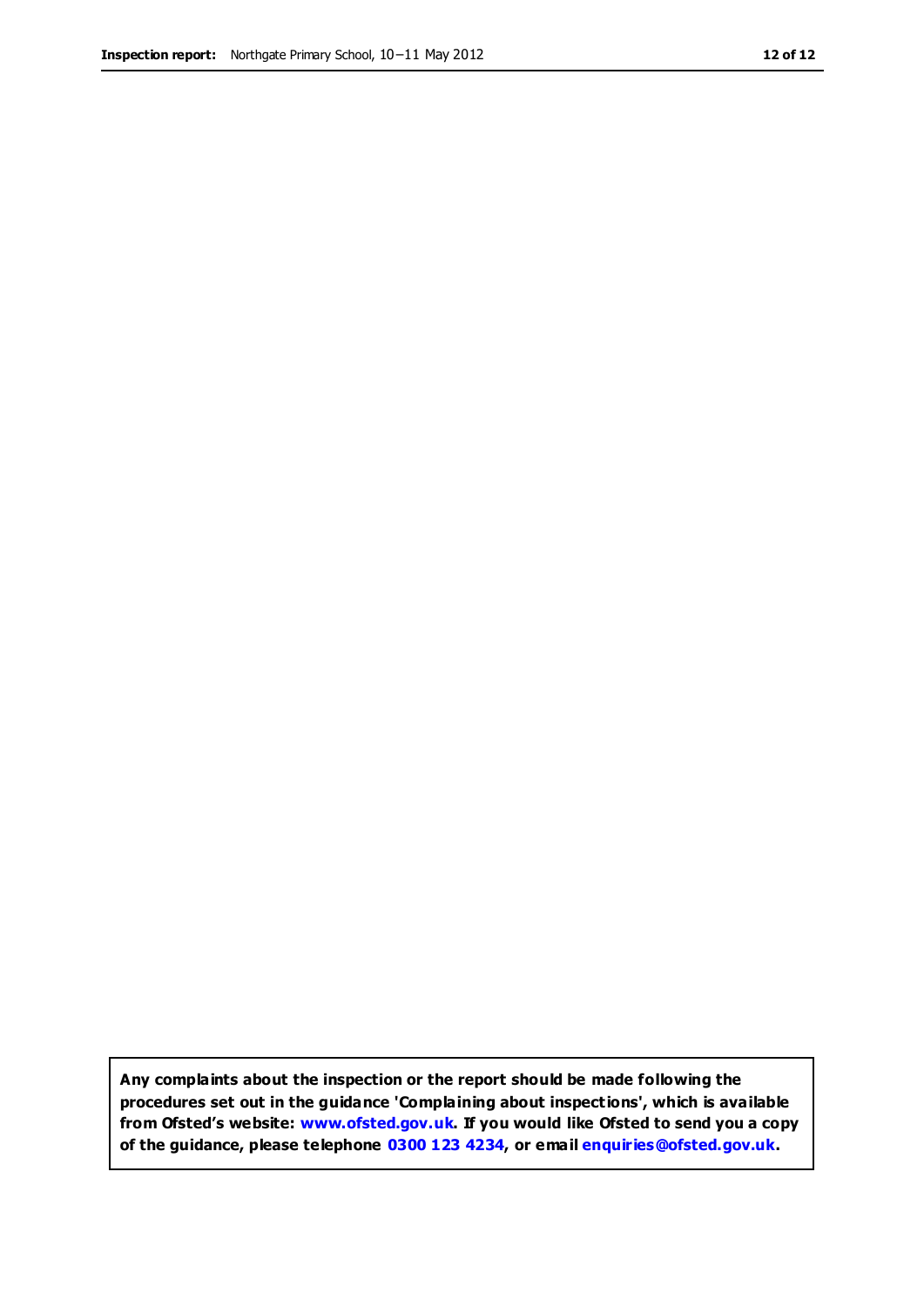**Any complaints about the inspection or the report should be made following the procedures set out in the guidance 'Complaining about inspections', which is available from Ofsted's website: www.ofsted.gov.uk. If you would like Ofsted to send you a copy of the guidance, please telephone 0300 123 4234, or email enquiries@ofsted.gov.uk.**